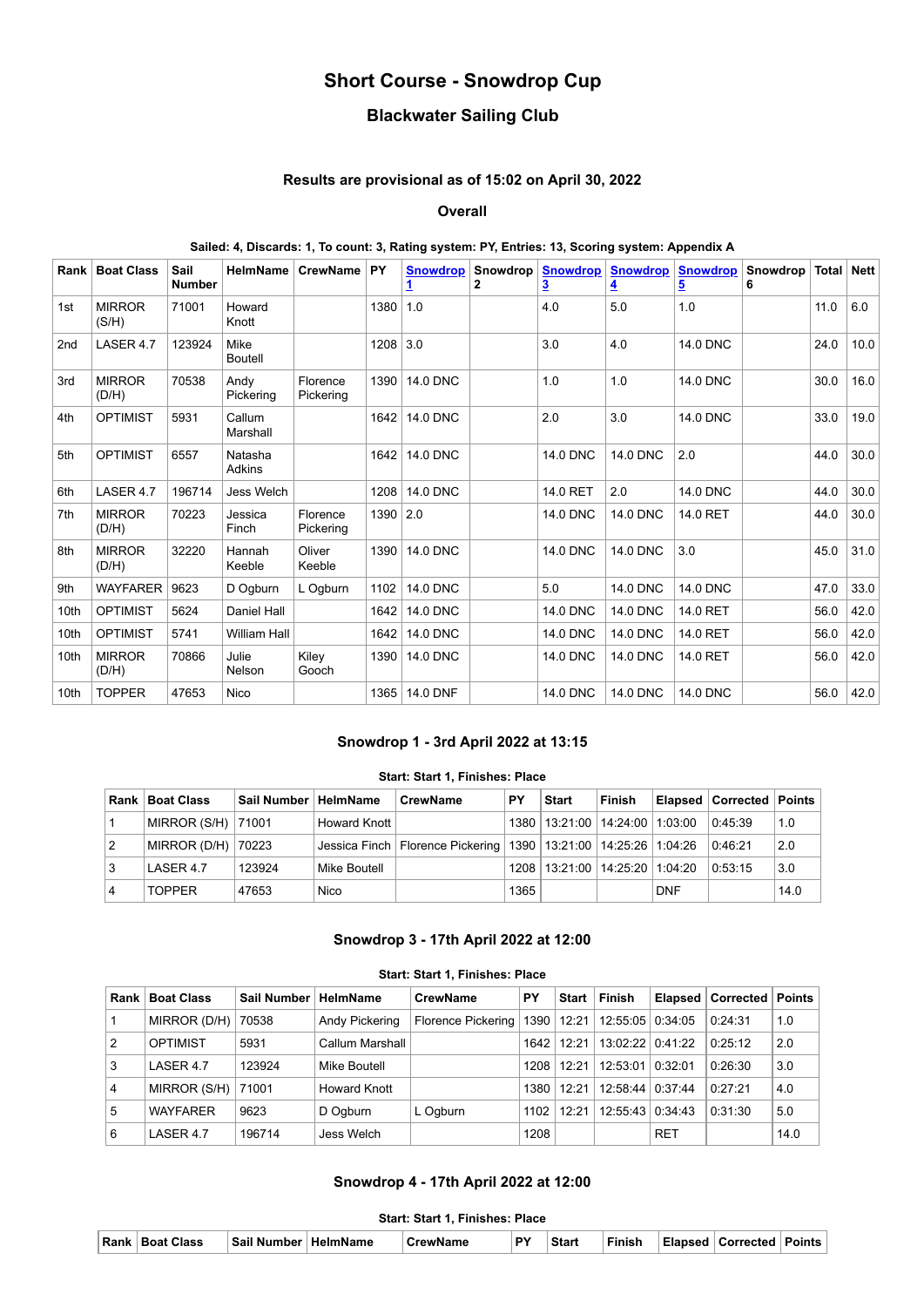# Short Course - Snowdrop Cup

## Blackwater Sailing Club

### Results are provisional as of 15:02 on April 30, 2022

### Overall

**Sailed: 4, Discards: 1, To count: 3, Rating system: PY, Entries: 13, Scoring system: Appendix A**

| Rank | Boat Class | Sail Number | HelmName | CrewName | PY | Snowdrop 1 | Snowdrop 2 | Snowdrop 3 | Snowdrop 4 | Snowdrop 5 | Snowdrop 6 | Total | Nett |
|---|---|---|---|---|---|---|---|---|---|---|---|---|---|
| 1st | MIRROR (S/H) | 71001 | Howard Knott | | 1380 | 1.0 | | 4.0 | 5.0 | 1.0 | | 11.0 | 6.0 |
| 2nd | LASER 4.7 | 123924 | Mike Boutell | | 1208 | 3.0 | | 3.0 | 4.0 | 14.0 DNC | | 24.0 | 10.0 |
| 3rd | MIRROR (D/H) | 70538 | Andy Pickering | Florence Pickering | 1390 | 14.0 DNC | | 1.0 | 1.0 | 14.0 DNC | | 30.0 | 16.0 |
| 4th | OPTIMIST | 5931 | Callum Marshall | | 1642 | 14.0 DNC | | 2.0 | 3.0 | 14.0 DNC | | 33.0 | 19.0 |
| 5th | OPTIMIST | 6557 | Natasha Adkins | | 1642 | 14.0 DNC | | 14.0 DNC | 14.0 DNC | 2.0 | | 44.0 | 30.0 |
| 6th | LASER 4.7 | 196714 | Jess Welch | | 1208 | 14.0 DNC | | 14.0 RET | 2.0 | 14.0 DNC | | 44.0 | 30.0 |
| 7th | MIRROR (D/H) | 70223 | Jessica Finch | Florence Pickering | 1390 | 2.0 | | 14.0 DNC | 14.0 DNC | 14.0 RET | | 44.0 | 30.0 |
| 8th | MIRROR (D/H) | 32220 | Hannah Keeble | Oliver Keeble | 1390 | 14.0 DNC | | 14.0 DNC | 14.0 DNC | 3.0 | | 45.0 | 31.0 |
| 9th | WAYFARER | 9623 | D Ogburn | L Ogburn | 1102 | 14.0 DNC | | 5.0 | 14.0 DNC | 14.0 DNC | | 47.0 | 33.0 |
| 10th | OPTIMIST | 5624 | Daniel Hall | | 1642 | 14.0 DNC | | 14.0 DNC | 14.0 DNC | 14.0 RET | | 56.0 | 42.0 |
| 10th | OPTIMIST | 5741 | William Hall | | 1642 | 14.0 DNC | | 14.0 DNC | 14.0 DNC | 14.0 RET | | 56.0 | 42.0 |
| 10th | MIRROR (D/H) | 70866 | Julie Nelson | Kiley Gooch | 1390 | 14.0 DNC | | 14.0 DNC | 14.0 DNC | 14.0 RET | | 56.0 | 42.0 |
| 10th | TOPPER | 47653 | Nico | | 1365 | 14.0 DNF | | 14.0 DNC | 14.0 DNC | 14.0 DNC | | 56.0 | 42.0 |

### Snowdrop 1 - 3rd April 2022 at 13:15

**Start: Start 1, Finishes: Place**

| Rank | Boat Class | Sail Number | HelmName | CrewName | PY | Start | Finish | Elapsed | Corrected | Points |
|---|---|---|---|---|---|---|---|---|---|---|
| 1 | MIRROR (S/H) | 71001 | Howard Knott | | 1380 | 13:21:00 | 14:24:00 | 1:03:00 | 0:45:39 | 1.0 |
| 2 | MIRROR (D/H) | 70223 | Jessica Finch | Florence Pickering | 1390 | 13:21:00 | 14:25:26 | 1:04:26 | 0:46:21 | 2.0 |
| 3 | LASER 4.7 | 123924 | Mike Boutell | | 1208 | 13:21:00 | 14:25:20 | 1:04:20 | 0:53:15 | 3.0 |
| 4 | TOPPER | 47653 | Nico | | 1365 | | | DNF | | 14.0 |

### Snowdrop 3 - 17th April 2022 at 12:00

**Start: Start 1, Finishes: Place**

| Rank | Boat Class | Sail Number | HelmName | CrewName | PY | Start | Finish | Elapsed | Corrected | Points |
|---|---|---|---|---|---|---|---|---|---|---|
| 1 | MIRROR (D/H) | 70538 | Andy Pickering | Florence Pickering | 1390 | 12:21 | 12:55:05 | 0:34:05 | 0:24:31 | 1.0 |
| 2 | OPTIMIST | 5931 | Callum Marshall | | 1642 | 12:21 | 13:02:22 | 0:41:22 | 0:25:12 | 2.0 |
| 3 | LASER 4.7 | 123924 | Mike Boutell | | 1208 | 12:21 | 12:53:01 | 0:32:01 | 0:26:30 | 3.0 |
| 4 | MIRROR (S/H) | 71001 | Howard Knott | | 1380 | 12:21 | 12:58:44 | 0:37:44 | 0:27:21 | 4.0 |
| 5 | WAYFARER | 9623 | D Ogburn | L Ogburn | 1102 | 12:21 | 12:55:43 | 0:34:43 | 0:31:30 | 5.0 |
| 6 | LASER 4.7 | 196714 | Jess Welch | | 1208 | | | RET | | 14.0 |

### Snowdrop 4 - 17th April 2022 at 12:00

**Start: Start 1, Finishes: Place**

| Rank | Boat Class | Sail Number | HelmName | CrewName | PY | Start | Finish | Elapsed | Corrected | Points |
|---|---|---|---|---|---|---|---|---|---|---|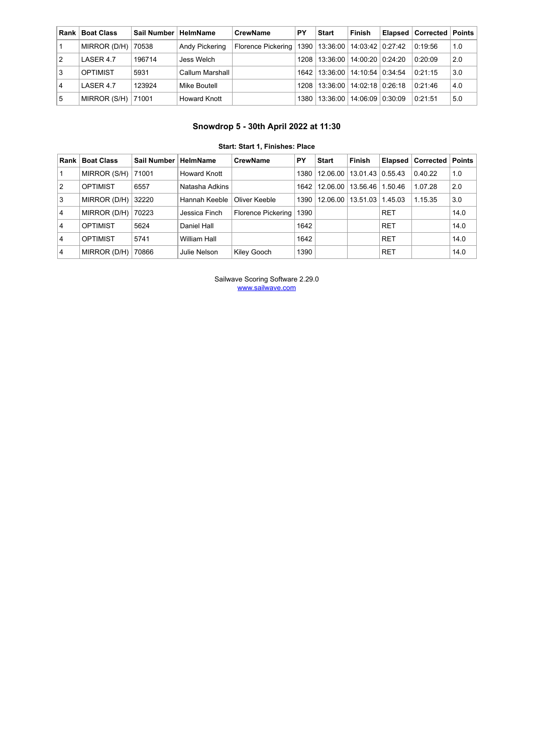| Rank | Boat Class | Sail Number | HelmName | CrewName | PY | Start | Finish | Elapsed | Corrected | Points |
|---|---|---|---|---|---|---|---|---|---|---|
| 1 | MIRROR (D/H) | 70538 | Andy Pickering | Florence Pickering | 1390 | 13:36:00 | 14:03:42 | 0:27:42 | 0:19:56 | 1.0 |
| 2 | LASER 4.7 | 196714 | Jess Welch | | 1208 | 13:36:00 | 14:00:20 | 0:24:20 | 0:20:09 | 2.0 |
| 3 | OPTIMIST | 5931 | Callum Marshall | | 1642 | 13:36:00 | 14:10:54 | 0:34:54 | 0:21:15 | 3.0 |
| 4 | LASER 4.7 | 123924 | Mike Boutell | | 1208 | 13:36:00 | 14:02:18 | 0:26:18 | 0:21:46 | 4.0 |
| 5 | MIRROR (S/H) | 71001 | Howard Knott | | 1380 | 13:36:00 | 14:06:09 | 0:30:09 | 0:21:51 | 5.0 |

## Snowdrop 5 - 30th April 2022 at 11:30

**Start: Start 1, Finishes: Place**

| Rank | Boat Class | Sail Number | HelmName | CrewName | PY | Start | Finish | Elapsed | Corrected | Points |
|---|---|---|---|---|---|---|---|---|---|---|
| 1 | MIRROR (S/H) | 71001 | Howard Knott | | 1380 | 12.06.00 | 13.01.43 | 0.55.43 | 0.40.22 | 1.0 |
| 2 | OPTIMIST | 6557 | Natasha Adkins | | 1642 | 12.06.00 | 13.56.46 | 1.50.46 | 1.07.28 | 2.0 |
| 3 | MIRROR (D/H) | 32220 | Hannah Keeble | Oliver Keeble | 1390 | 12.06.00 | 13.51.03 | 1.45.03 | 1.15.35 | 3.0 |
| 4 | MIRROR (D/H) | 70223 | Jessica Finch | Florence Pickering | 1390 | | | RET | | 14.0 |
| 4 | OPTIMIST | 5624 | Daniel Hall | | 1642 | | | RET | | 14.0 |
| 4 | OPTIMIST | 5741 | William Hall | | 1642 | | | RET | | 14.0 |
| 4 | MIRROR (D/H) | 70866 | Julie Nelson | Kiley Gooch | 1390 | | | RET | | 14.0 |

Sailwave Scoring Software 2.29.0
www.sailwave.com